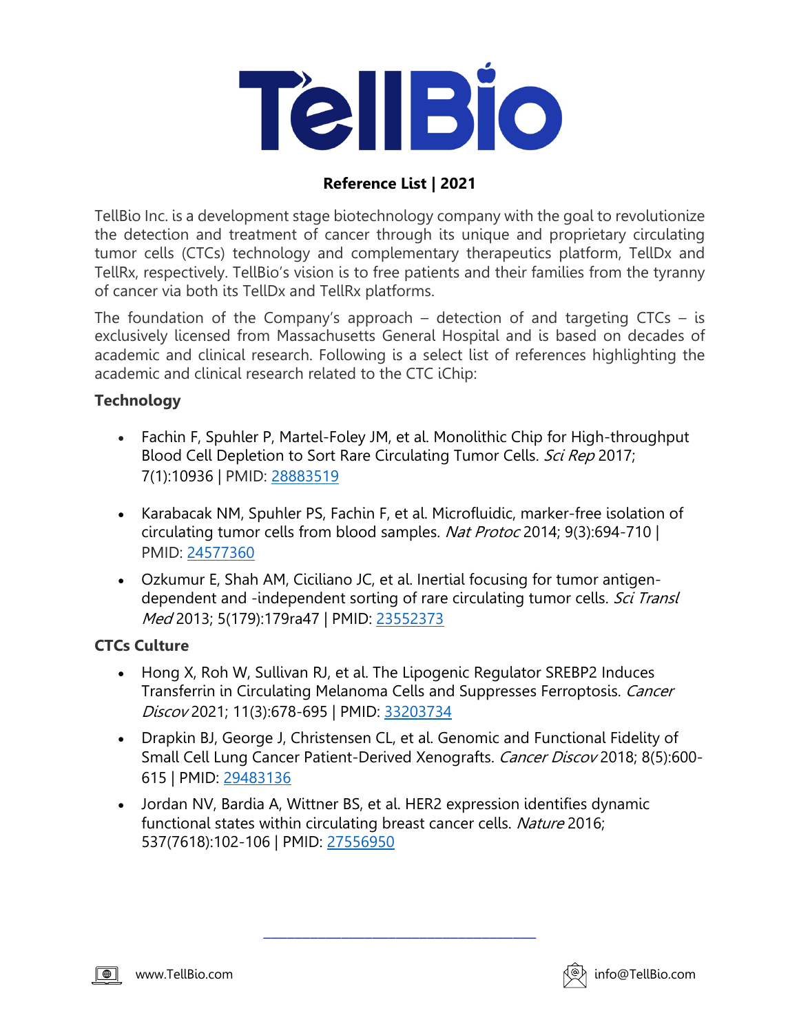# TellBio

**Reference List | 2021**

TellBio Inc. is a development stage biotechnology company with the goal to revolutionize the detection and treatment of cancer through its unique and proprietary circulating tumor cells (CTCs) technology and complementary therapeutics platform, TellDx and TellRx, respectively. TellBio's vision is to free patients and their families from the tyranny of cancer via both its TellDx and TellRx platforms.

The foundation of the Company's approach – detection of and targeting CTCs – is exclusively licensed from Massachusetts General Hospital and is based on decades of academic and clinical research. Following is a select list of references highlighting the academic and clinical research related to the CTC iChip:

**Technology**

- Fachin F, Spuhler P, Martel-Foley JM, et al. Monolithic Chip for High-throughput Blood Cell Depletion to Sort Rare Circulating Tumor Cells. *Sci Rep* 2017; 7(1):10936 | PMID: 28883519
- Karabacak NM, Spuhler PS, Fachin F, et al. Microfluidic, marker-free isolation of circulating tumor cells from blood samples. *Nat Protoc* 2014; 9(3):694-710 | PMID: 24577360
- Ozkumur E, Shah AM, Ciciliano JC, et al. Inertial focusing for tumor antigen-dependent and -independent sorting of rare circulating tumor cells. *Sci Transl Med* 2013; 5(179):179ra47 | PMID: 23552373

**CTCs Culture**

- Hong X, Roh W, Sullivan RJ, et al. The Lipogenic Regulator SREBP2 Induces Transferrin in Circulating Melanoma Cells and Suppresses Ferroptosis. *Cancer Discov* 2021; 11(3):678-695 | PMID: 33203734
- Drapkin BJ, George J, Christensen CL, et al. Genomic and Functional Fidelity of Small Cell Lung Cancer Patient-Derived Xenografts. *Cancer Discov* 2018; 8(5):600-615 | PMID: 29483136
- Jordan NV, Bardia A, Wittner BS, et al. HER2 expression identifies dynamic functional states within circulating breast cancer cells. *Nature* 2016; 537(7618):102-106 | PMID: 27556950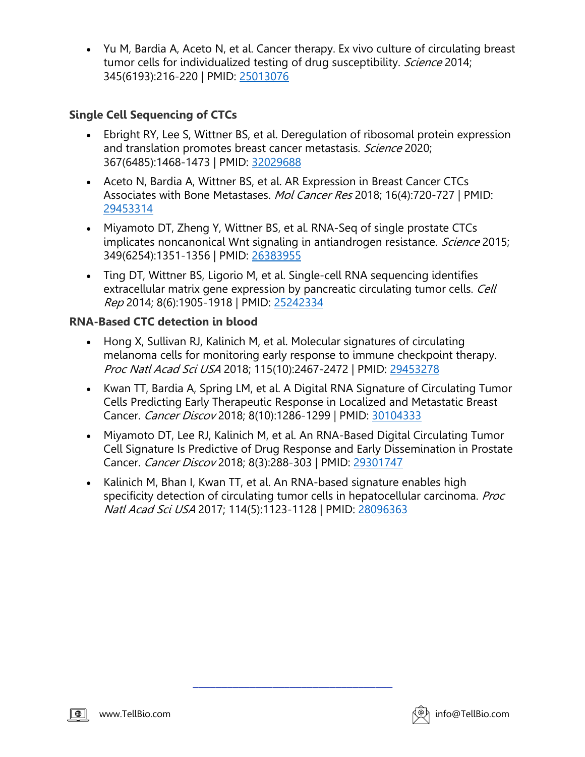- Yu M, Bardia A, Aceto N, et al. Cancer therapy. Ex vivo culture of circulating breast tumor cells for individualized testing of drug susceptibility. *Science* 2014; 345(6193):216-220 | PMID: [25013076](https://pubmed.ncbi.nlm.nih.gov/25013076)

**Single Cell Sequencing of CTCs**

- Ebright RY, Lee S, Wittner BS, et al. Deregulation of ribosomal protein expression and translation promotes breast cancer metastasis. *Science* 2020; 367(6485):1468-1473 | PMID: [32029688](https://pubmed.ncbi.nlm.nih.gov/32029688)
- Aceto N, Bardia A, Wittner BS, et al. AR Expression in Breast Cancer CTCs Associates with Bone Metastases. *Mol Cancer Res* 2018; 16(4):720-727 | PMID: [29453314](https://pubmed.ncbi.nlm.nih.gov/29453314)
- Miyamoto DT, Zheng Y, Wittner BS, et al. RNA-Seq of single prostate CTCs implicates noncanonical Wnt signaling in antiandrogen resistance. *Science* 2015; 349(6254):1351-1356 | PMID: [26383955](https://pubmed.ncbi.nlm.nih.gov/26383955)
- Ting DT, Wittner BS, Ligorio M, et al. Single-cell RNA sequencing identifies extracellular matrix gene expression by pancreatic circulating tumor cells. *Cell Rep* 2014; 8(6):1905-1918 | PMID: [25242334](https://pubmed.ncbi.nlm.nih.gov/25242334)

**RNA-Based CTC detection in blood**

- Hong X, Sullivan RJ, Kalinich M, et al. Molecular signatures of circulating melanoma cells for monitoring early response to immune checkpoint therapy. *Proc Natl Acad Sci USA* 2018; 115(10):2467-2472 | PMID: [29453278](https://pubmed.ncbi.nlm.nih.gov/29453278)
- Kwan TT, Bardia A, Spring LM, et al. A Digital RNA Signature of Circulating Tumor Cells Predicting Early Therapeutic Response in Localized and Metastatic Breast Cancer. *Cancer Discov* 2018; 8(10):1286-1299 | PMID: [30104333](https://pubmed.ncbi.nlm.nih.gov/30104333)
- Miyamoto DT, Lee RJ, Kalinich M, et al. An RNA-Based Digital Circulating Tumor Cell Signature Is Predictive of Drug Response and Early Dissemination in Prostate Cancer. *Cancer Discov* 2018; 8(3):288-303 | PMID: [29301747](https://pubmed.ncbi.nlm.nih.gov/29301747)
- Kalinich M, Bhan I, Kwan TT, et al. An RNA-based signature enables high specificity detection of circulating tumor cells in hepatocellular carcinoma. *Proc Natl Acad Sci USA* 2017; 114(5):1123-1128 | PMID: [28096363](https://pubmed.ncbi.nlm.nih.gov/28096363)